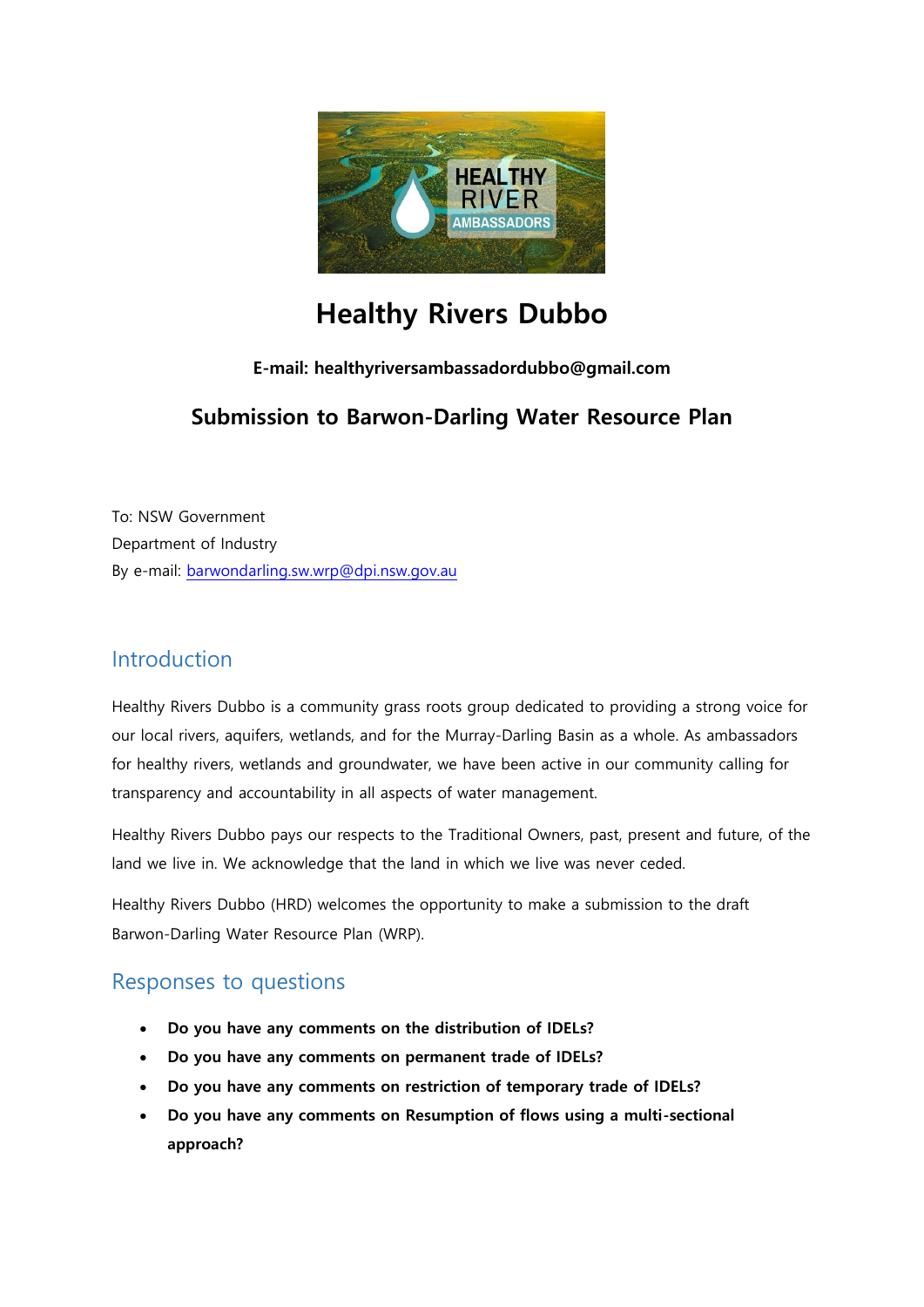# Healthy Rivers Dubbo

**E-mail: healthyriversambassadordubbo@gmail.com**

## Submission to Barwon-Darling Water Resource Plan

To: NSW Government
Department of Industry
By e-mail: barwondarling.sw.wrp@dpi.nsw.gov.au

## Introduction

Healthy Rivers Dubbo is a community grass roots group dedicated to providing a strong voice for our local rivers, aquifers, wetlands, and for the Murray-Darling Basin as a whole. As ambassadors for healthy rivers, wetlands and groundwater, we have been active in our community calling for transparency and accountability in all aspects of water management.

Healthy Rivers Dubbo pays our respects to the Traditional Owners, past, present and future, of the land we live in. We acknowledge that the land in which we live was never ceded.

Healthy Rivers Dubbo (HRD) welcomes the opportunity to make a submission to the draft Barwon-Darling Water Resource Plan (WRP).

## Responses to questions

- **Do you have any comments on the distribution of IDELs?**
- **Do you have any comments on permanent trade of IDELs?**
- **Do you have any comments on restriction of temporary trade of IDELs?**
- **Do you have any comments on Resumption of flows using a multi-sectional approach?**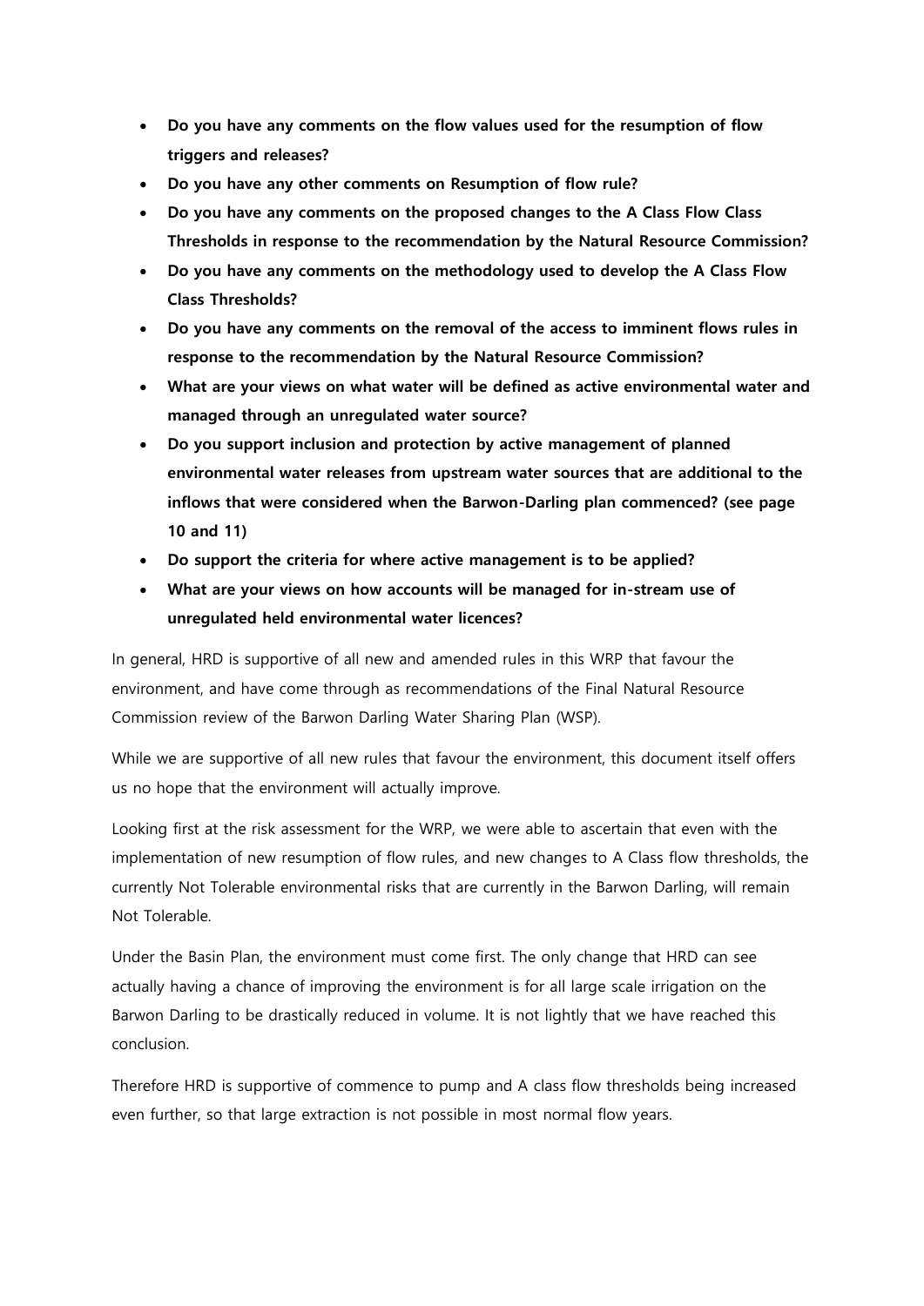- **Do you have any comments on the flow values used for the resumption of flow triggers and releases?**
- **Do you have any other comments on Resumption of flow rule?**
- **Do you have any comments on the proposed changes to the A Class Flow Class Thresholds in response to the recommendation by the Natural Resource Commission?**
- **Do you have any comments on the methodology used to develop the A Class Flow Class Thresholds?**
- **Do you have any comments on the removal of the access to imminent flows rules in response to the recommendation by the Natural Resource Commission?**
- **What are your views on what water will be defined as active environmental water and managed through an unregulated water source?**
- **Do you support inclusion and protection by active management of planned environmental water releases from upstream water sources that are additional to the inflows that were considered when the Barwon-Darling plan commenced? (see page 10 and 11)**
- **Do support the criteria for where active management is to be applied?**
- **What are your views on how accounts will be managed for in-stream use of unregulated held environmental water licences?**

In general, HRD is supportive of all new and amended rules in this WRP that favour the environment, and have come through as recommendations of the Final Natural Resource Commission review of the Barwon Darling Water Sharing Plan (WSP).

While we are supportive of all new rules that favour the environment, this document itself offers us no hope that the environment will actually improve.

Looking first at the risk assessment for the WRP, we were able to ascertain that even with the implementation of new resumption of flow rules, and new changes to A Class flow thresholds, the currently Not Tolerable environmental risks that are currently in the Barwon Darling, will remain Not Tolerable.

Under the Basin Plan, the environment must come first. The only change that HRD can see actually having a chance of improving the environment is for all large scale irrigation on the Barwon Darling to be drastically reduced in volume. It is not lightly that we have reached this conclusion.

Therefore HRD is supportive of commence to pump and A class flow thresholds being increased even further, so that large extraction is not possible in most normal flow years.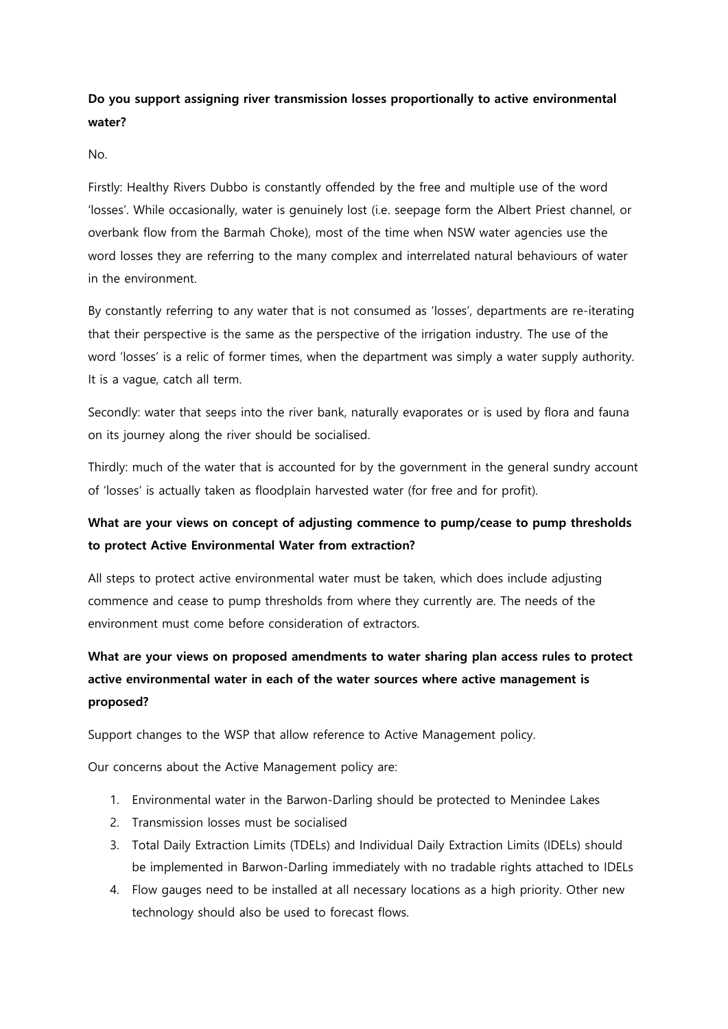**Do you support assigning river transmission losses proportionally to active environmental water?**

No.

Firstly: Healthy Rivers Dubbo is constantly offended by the free and multiple use of the word 'losses'. While occasionally, water is genuinely lost (i.e. seepage form the Albert Priest channel, or overbank flow from the Barmah Choke), most of the time when NSW water agencies use the word losses they are referring to the many complex and interrelated natural behaviours of water in the environment.

By constantly referring to any water that is not consumed as 'losses', departments are re-iterating that their perspective is the same as the perspective of the irrigation industry. The use of the word 'losses' is a relic of former times, when the department was simply a water supply authority. It is a vague, catch all term.

Secondly: water that seeps into the river bank, naturally evaporates or is used by flora and fauna on its journey along the river should be socialised.

Thirdly: much of the water that is accounted for by the government in the general sundry account of 'losses' is actually taken as floodplain harvested water (for free and for profit).

**What are your views on concept of adjusting commence to pump/cease to pump thresholds to protect Active Environmental Water from extraction?**

All steps to protect active environmental water must be taken, which does include adjusting commence and cease to pump thresholds from where they currently are. The needs of the environment must come before consideration of extractors.

**What are your views on proposed amendments to water sharing plan access rules to protect active environmental water in each of the water sources where active management is proposed?**

Support changes to the WSP that allow reference to Active Management policy.

Our concerns about the Active Management policy are:

1. Environmental water in the Barwon-Darling should be protected to Menindee Lakes
2. Transmission losses must be socialised
3. Total Daily Extraction Limits (TDELs) and Individual Daily Extraction Limits (IDELs) should be implemented in Barwon-Darling immediately with no tradable rights attached to IDELs
4. Flow gauges need to be installed at all necessary locations as a high priority. Other new technology should also be used to forecast flows.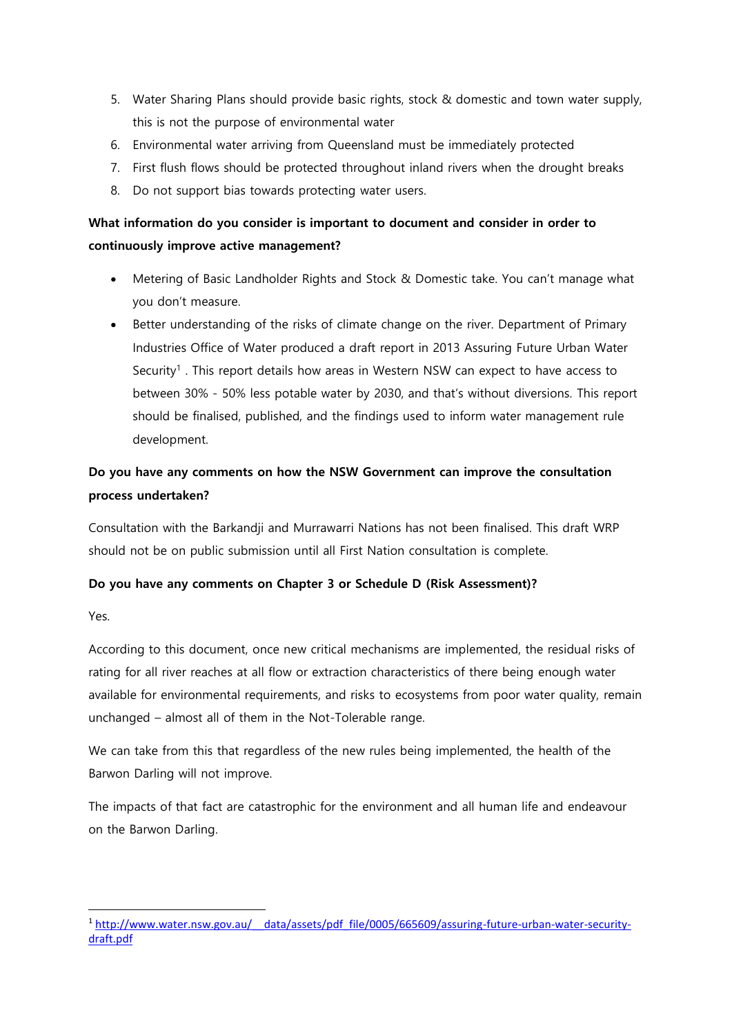5. Water Sharing Plans should provide basic rights, stock & domestic and town water supply, this is not the purpose of environmental water
6. Environmental water arriving from Queensland must be immediately protected
7. First flush flows should be protected throughout inland rivers when the drought breaks
8. Do not support bias towards protecting water users.

**What information do you consider is important to document and consider in order to continuously improve active management?**

- Metering of Basic Landholder Rights and Stock & Domestic take. You can't manage what you don't measure.
- Better understanding of the risks of climate change on the river. Department of Primary Industries Office of Water produced a draft report in 2013 Assuring Future Urban Water Security[1] . This report details how areas in Western NSW can expect to have access to between 30% - 50% less potable water by 2030, and that's without diversions. This report should be finalised, published, and the findings used to inform water management rule development.

**Do you have any comments on how the NSW Government can improve the consultation process undertaken?**

Consultation with the Barkandji and Murrawarri Nations has not been finalised. This draft WRP should not be on public submission until all First Nation consultation is complete.

**Do you have any comments on Chapter 3 or Schedule D (Risk Assessment)?**

Yes.

According to this document, once new critical mechanisms are implemented, the residual risks of rating for all river reaches at all flow or extraction characteristics of there being enough water available for environmental requirements, and risks to ecosystems from poor water quality, remain unchanged – almost all of them in the Not-Tolerable range.

We can take from this that regardless of the new rules being implemented, the health of the Barwon Darling will not improve.

The impacts of that fact are catastrophic for the environment and all human life and endeavour on the Barwon Darling.

[1] http://www.water.nsw.gov.au/__data/assets/pdf_file/0005/665609/assuring-future-urban-water-security-draft.pdf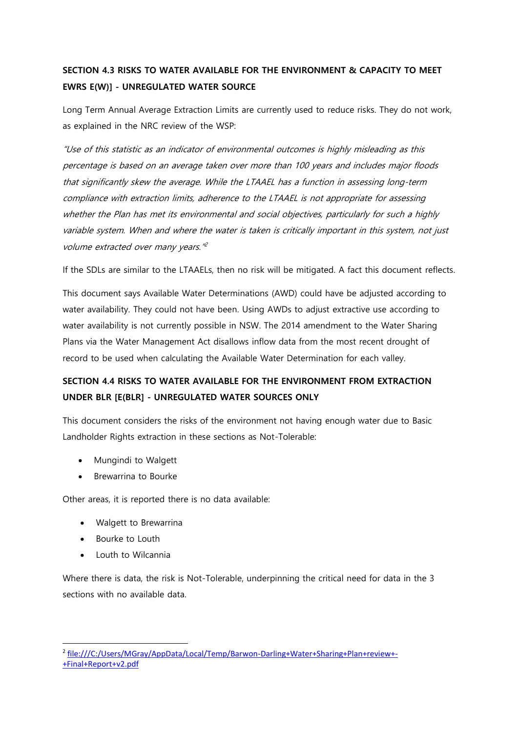**SECTION 4.3 RISKS TO WATER AVAILABLE FOR THE ENVIRONMENT & CAPACITY TO MEET EWRS E(W)] - UNREGULATED WATER SOURCE**

Long Term Annual Average Extraction Limits are currently used to reduce risks. They do not work, as explained in the NRC review of the WSP:

*"Use of this statistic as an indicator of environmental outcomes is highly misleading as this percentage is based on an average taken over more than 100 years and includes major floods that significantly skew the average. While the LTAAEL has a function in assessing long-term compliance with extraction limits, adherence to the LTAAEL is not appropriate for assessing whether the Plan has met its environmental and social objectives, particularly for such a highly variable system. When and where the water is taken is critically important in this system, not just volume extracted over many years."*[2]

If the SDLs are similar to the LTAAELs, then no risk will be mitigated. A fact this document reflects.

This document says Available Water Determinations (AWD) could have be adjusted according to water availability. They could not have been. Using AWDs to adjust extractive use according to water availability is not currently possible in NSW. The 2014 amendment to the Water Sharing Plans via the Water Management Act disallows inflow data from the most recent drought of record to be used when calculating the Available Water Determination for each valley.

**SECTION 4.4 RISKS TO WATER AVAILABLE FOR THE ENVIRONMENT FROM EXTRACTION UNDER BLR [E(BLR] - UNREGULATED WATER SOURCES ONLY**

This document considers the risks of the environment not having enough water due to Basic Landholder Rights extraction in these sections as Not-Tolerable:

- Mungindi to Walgett
- Brewarrina to Bourke

Other areas, it is reported there is no data available:

- Walgett to Brewarrina
- Bourke to Louth
- Louth to Wilcannia

Where there is data, the risk is Not-Tolerable, underpinning the critical need for data in the 3 sections with no available data.

---

[2] file:///C:/Users/MGray/AppData/Local/Temp/Barwon-Darling+Water+Sharing+Plan+review+-+Final+Report+v2.pdf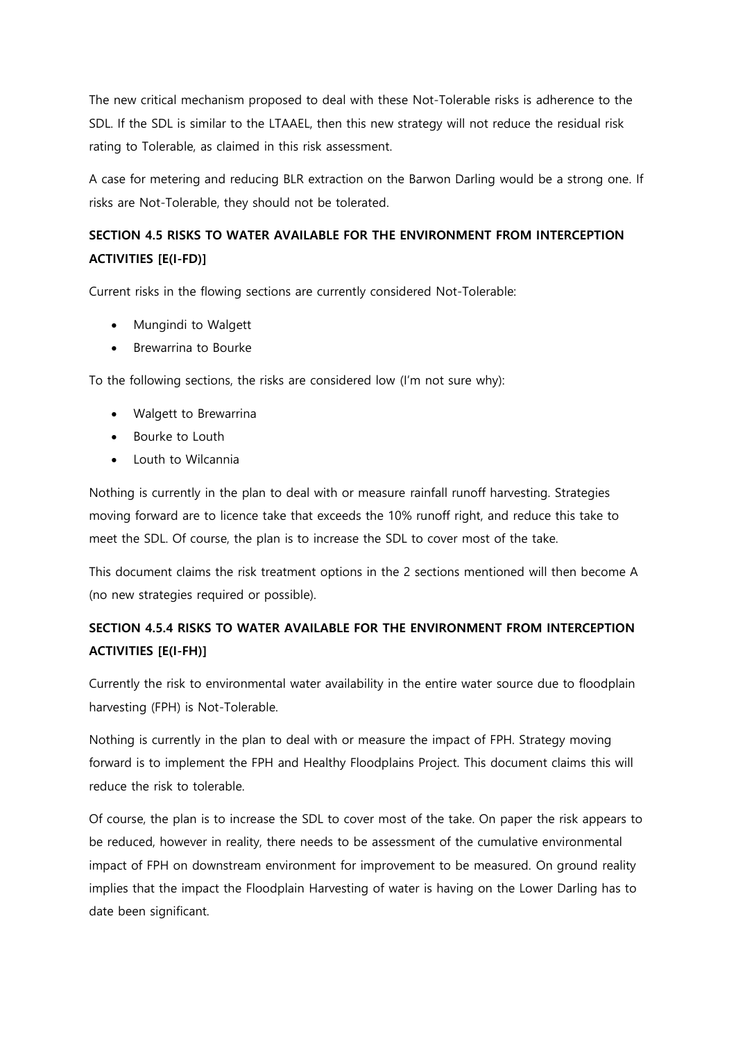The new critical mechanism proposed to deal with these Not-Tolerable risks is adherence to the SDL. If the SDL is similar to the LTAAEL, then this new strategy will not reduce the residual risk rating to Tolerable, as claimed in this risk assessment.

A case for metering and reducing BLR extraction on the Barwon Darling would be a strong one. If risks are Not-Tolerable, they should not be tolerated.

## SECTION 4.5 RISKS TO WATER AVAILABLE FOR THE ENVIRONMENT FROM INTERCEPTION ACTIVITIES [E(I-FD)]

Current risks in the flowing sections are currently considered Not-Tolerable:

- Mungindi to Walgett
- Brewarrina to Bourke

To the following sections, the risks are considered low (I'm not sure why):

- Walgett to Brewarrina
- Bourke to Louth
- Louth to Wilcannia

Nothing is currently in the plan to deal with or measure rainfall runoff harvesting. Strategies moving forward are to licence take that exceeds the 10% runoff right, and reduce this take to meet the SDL. Of course, the plan is to increase the SDL to cover most of the take.

This document claims the risk treatment options in the 2 sections mentioned will then become A (no new strategies required or possible).

## SECTION 4.5.4 RISKS TO WATER AVAILABLE FOR THE ENVIRONMENT FROM INTERCEPTION ACTIVITIES [E(I-FH)]

Currently the risk to environmental water availability in the entire water source due to floodplain harvesting (FPH) is Not-Tolerable.

Nothing is currently in the plan to deal with or measure the impact of FPH. Strategy moving forward is to implement the FPH and Healthy Floodplains Project. This document claims this will reduce the risk to tolerable.

Of course, the plan is to increase the SDL to cover most of the take. On paper the risk appears to be reduced, however in reality, there needs to be assessment of the cumulative environmental impact of FPH on downstream environment for improvement to be measured. On ground reality implies that the impact the Floodplain Harvesting of water is having on the Lower Darling has to date been significant.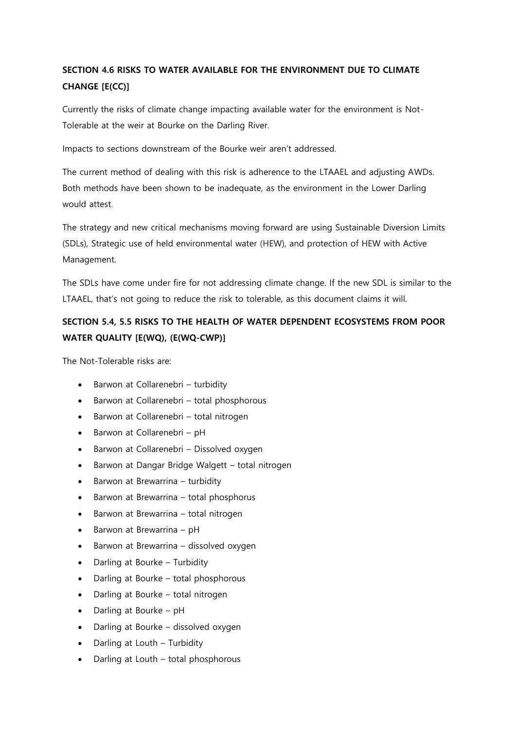**SECTION 4.6 RISKS TO WATER AVAILABLE FOR THE ENVIRONMENT DUE TO CLIMATE CHANGE [E(CC)]**

Currently the risks of climate change impacting available water for the environment is Not-Tolerable at the weir at Bourke on the Darling River.

Impacts to sections downstream of the Bourke weir aren't addressed.

The current method of dealing with this risk is adherence to the LTAAEL and adjusting AWDs. Both methods have been shown to be inadequate, as the environment in the Lower Darling would attest.

The strategy and new critical mechanisms moving forward are using Sustainable Diversion Limits (SDLs), Strategic use of held environmental water (HEW), and protection of HEW with Active Management.

The SDLs have come under fire for not addressing climate change. If the new SDL is similar to the LTAAEL, that's not going to reduce the risk to tolerable, as this document claims it will.

**SECTION 5.4, 5.5 RISKS TO THE HEALTH OF WATER DEPENDENT ECOSYSTEMS FROM POOR WATER QUALITY [E(WQ), (E(WQ-CWP)]**

The Not-Tolerable risks are:

- Barwon at Collarenebri – turbidity
- Barwon at Collarenebri – total phosphorous
- Barwon at Collarenebri – total nitrogen
- Barwon at Collarenebri – pH
- Barwon at Collarenebri – Dissolved oxygen
- Barwon at Dangar Bridge Walgett – total nitrogen
- Barwon at Brewarrina – turbidity
- Barwon at Brewarrina – total phosphorus
- Barwon at Brewarrina – total nitrogen
- Barwon at Brewarrina – pH
- Barwon at Brewarrina – dissolved oxygen
- Darling at Bourke – Turbidity
- Darling at Bourke – total phosphorous
- Darling at Bourke – total nitrogen
- Darling at Bourke – pH
- Darling at Bourke – dissolved oxygen
- Darling at Louth – Turbidity
- Darling at Louth – total phosphorous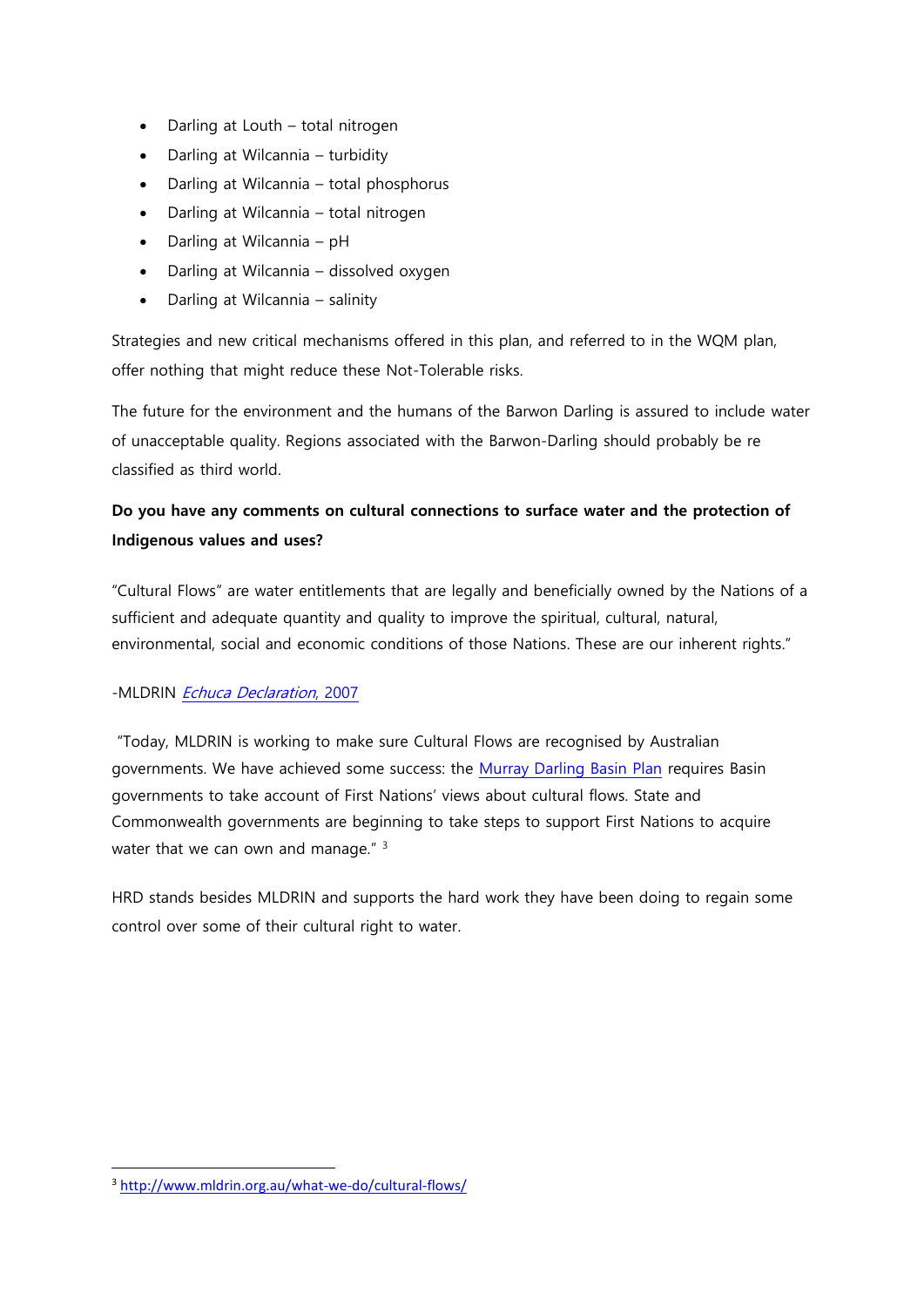- Darling at Louth – total nitrogen
- Darling at Wilcannia – turbidity
- Darling at Wilcannia – total phosphorus
- Darling at Wilcannia – total nitrogen
- Darling at Wilcannia – pH
- Darling at Wilcannia – dissolved oxygen
- Darling at Wilcannia – salinity

Strategies and new critical mechanisms offered in this plan, and referred to in the WQM plan, offer nothing that might reduce these Not-Tolerable risks.

The future for the environment and the humans of the Barwon Darling is assured to include water of unacceptable quality. Regions associated with the Barwon-Darling should probably be re classified as third world.

**Do you have any comments on cultural connections to surface water and the protection of Indigenous values and uses?**

"Cultural Flows" are water entitlements that are legally and beneficially owned by the Nations of a sufficient and adequate quantity and quality to improve the spiritual, cultural, natural, environmental, social and economic conditions of those Nations. These are our inherent rights."

-MLDRIN *Echuca Declaration*, 2007

"Today, MLDRIN is working to make sure Cultural Flows are recognised by Australian governments. We have achieved some success: the Murray Darling Basin Plan requires Basin governments to take account of First Nations' views about cultural flows. State and Commonwealth governments are beginning to take steps to support First Nations to acquire water that we can own and manage." [3]

HRD stands besides MLDRIN and supports the hard work they have been doing to regain some control over some of their cultural right to water.

---

[3] http://www.mldrin.org.au/what-we-do/cultural-flows/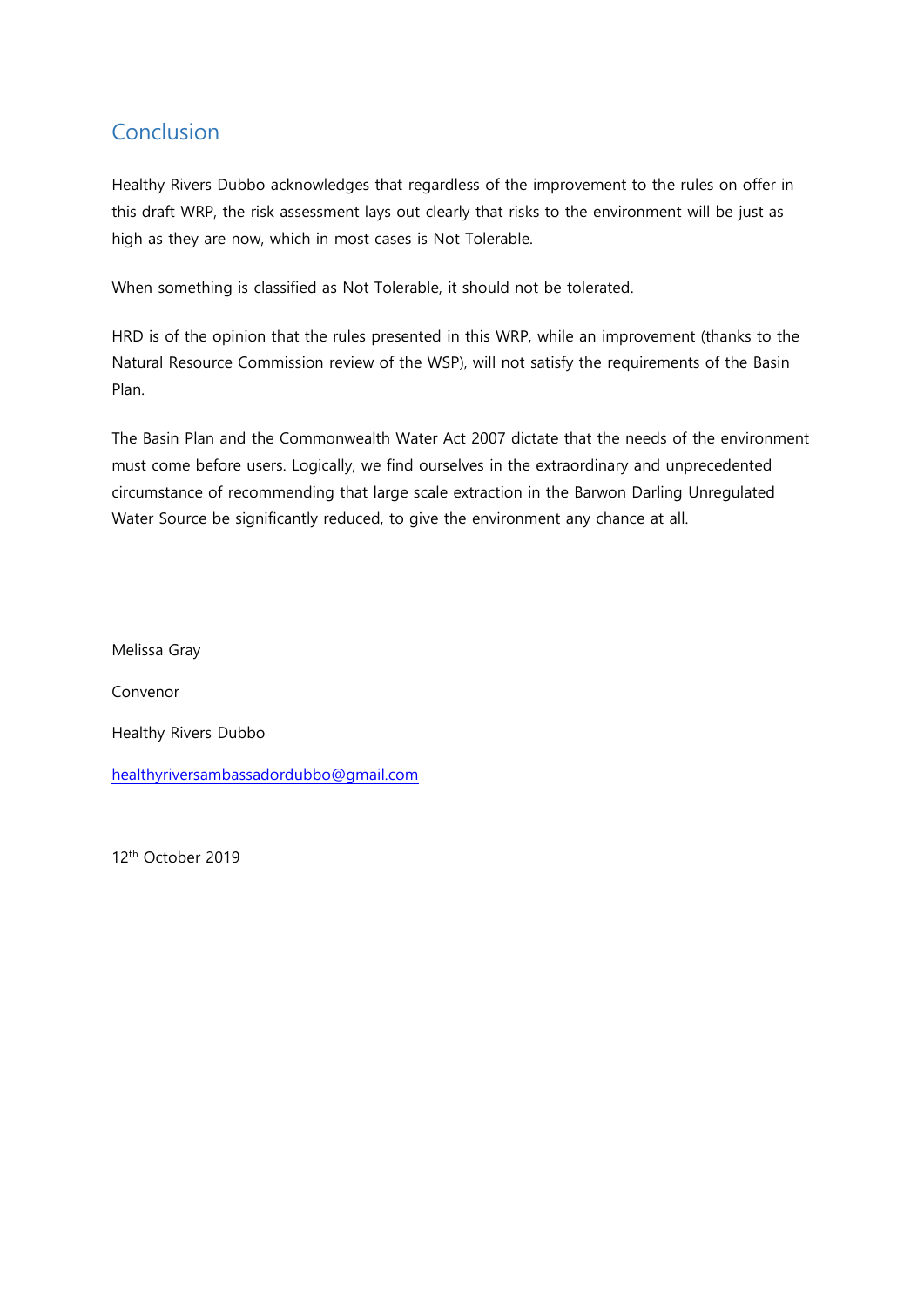## Conclusion

Healthy Rivers Dubbo acknowledges that regardless of the improvement to the rules on offer in this draft WRP, the risk assessment lays out clearly that risks to the environment will be just as high as they are now, which in most cases is Not Tolerable.

When something is classified as Not Tolerable, it should not be tolerated.

HRD is of the opinion that the rules presented in this WRP, while an improvement (thanks to the Natural Resource Commission review of the WSP), will not satisfy the requirements of the Basin Plan.

The Basin Plan and the Commonwealth Water Act 2007 dictate that the needs of the environment must come before users. Logically, we find ourselves in the extraordinary and unprecedented circumstance of recommending that large scale extraction in the Barwon Darling Unregulated Water Source be significantly reduced, to give the environment any chance at all.

Melissa Gray

Convenor

Healthy Rivers Dubbo

healthyriversambassadordubbo@gmail.com

12th October 2019